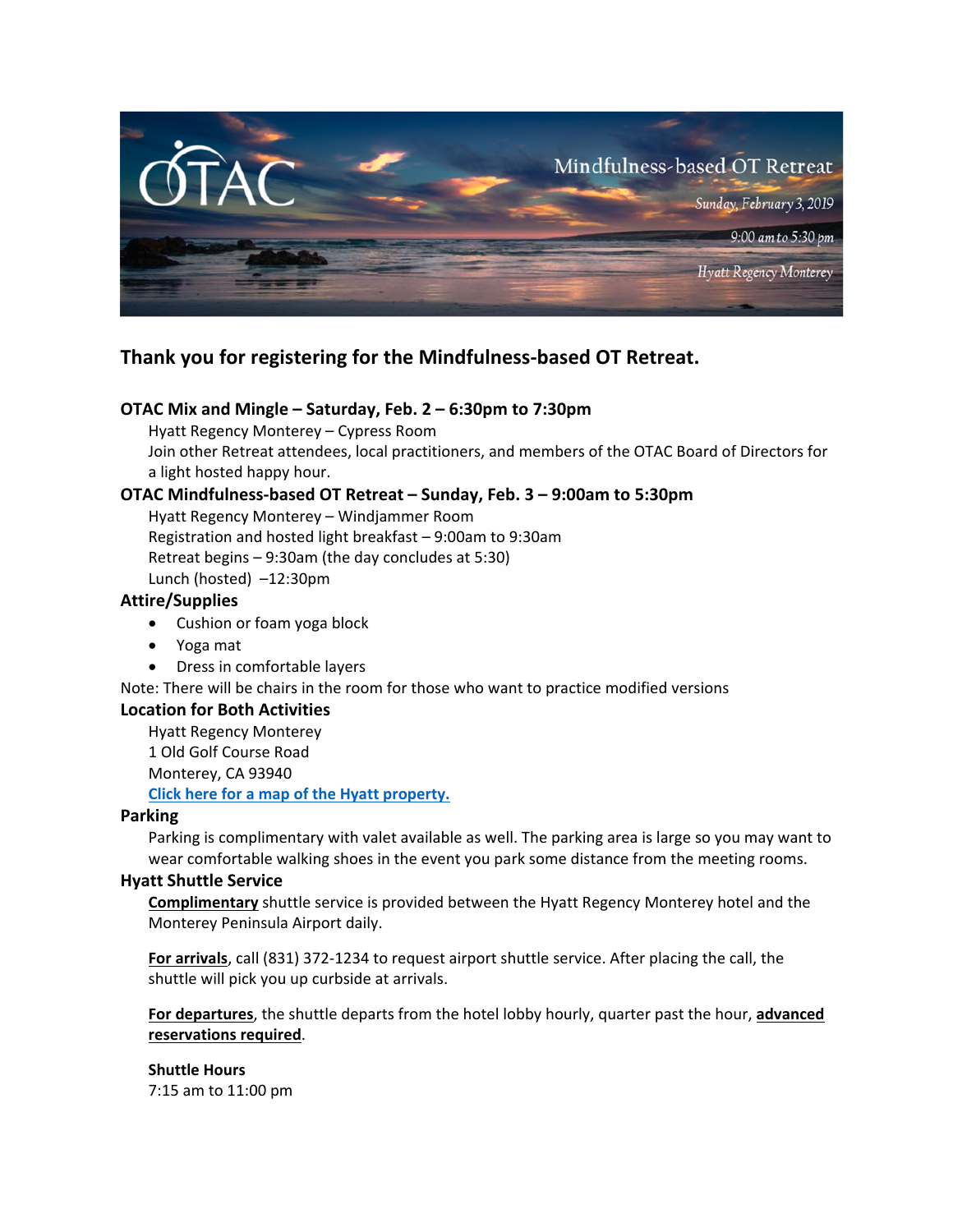OTAC

Mindfulness-based OT Retreat

*Sunday, February 3, 2019*

*9:00 am to 5:30 pm*

*Hyatt Regency Monterey*

## Thank you for registering for the Mindfulness-based OT Retreat.

### OTAC Mix and Mingle – Saturday, Feb. 2 – 6:30pm to 7:30pm

Hyatt Regency Monterey – Cypress Room

Join other Retreat attendees, local practitioners, and members of the OTAC Board of Directors for a light hosted happy hour.

### OTAC Mindfulness-based OT Retreat – Sunday, Feb. 3 – 9:00am to 5:30pm

Hyatt Regency Monterey – Windjammer Room

Registration and hosted light breakfast – 9:00am to 9:30am

Retreat begins – 9:30am (the day concludes at 5:30)

Lunch (hosted) –12:30pm

### Attire/Supplies

- Cushion or foam yoga block
- Yoga mat
- Dress in comfortable layers

Note: There will be chairs in the room for those who want to practice modified versions

### Location for Both Activities

Hyatt Regency Monterey
1 Old Golf Course Road
Monterey, CA 93940

Click here for a map of the Hyatt property.

### Parking

Parking is complimentary with valet available as well. The parking area is large so you may want to wear comfortable walking shoes in the event you park some distance from the meeting rooms.

### Hyatt Shuttle Service

**Complimentary** shuttle service is provided between the Hyatt Regency Monterey hotel and the Monterey Peninsula Airport daily.

**For arrivals**, call (831) 372-1234 to request airport shuttle service. After placing the call, the shuttle will pick you up curbside at arrivals.

**For departures**, the shuttle departs from the hotel lobby hourly, quarter past the hour, **advanced reservations required**.

**Shuttle Hours**
7:15 am to 11:00 pm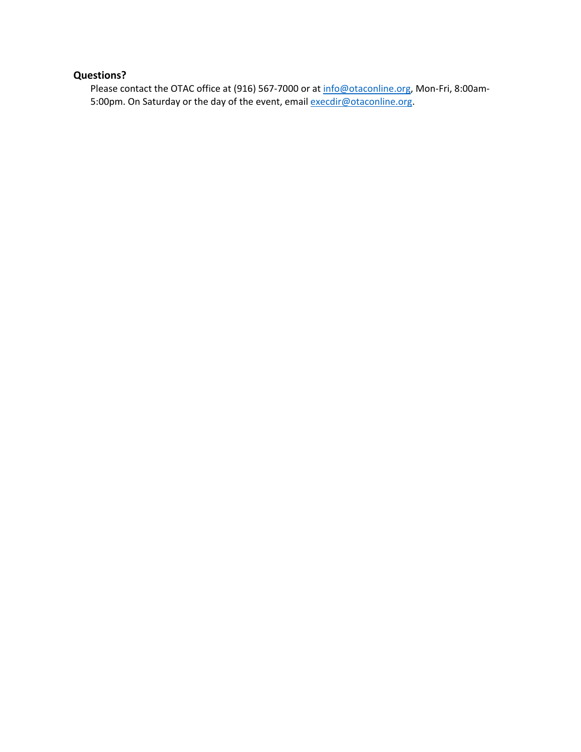### Questions?

Please contact the OTAC office at (916) 567-7000 or at info@otaconline.org, Mon-Fri, 8:00am-5:00pm. On Saturday or the day of the event, email execdir@otaconline.org.